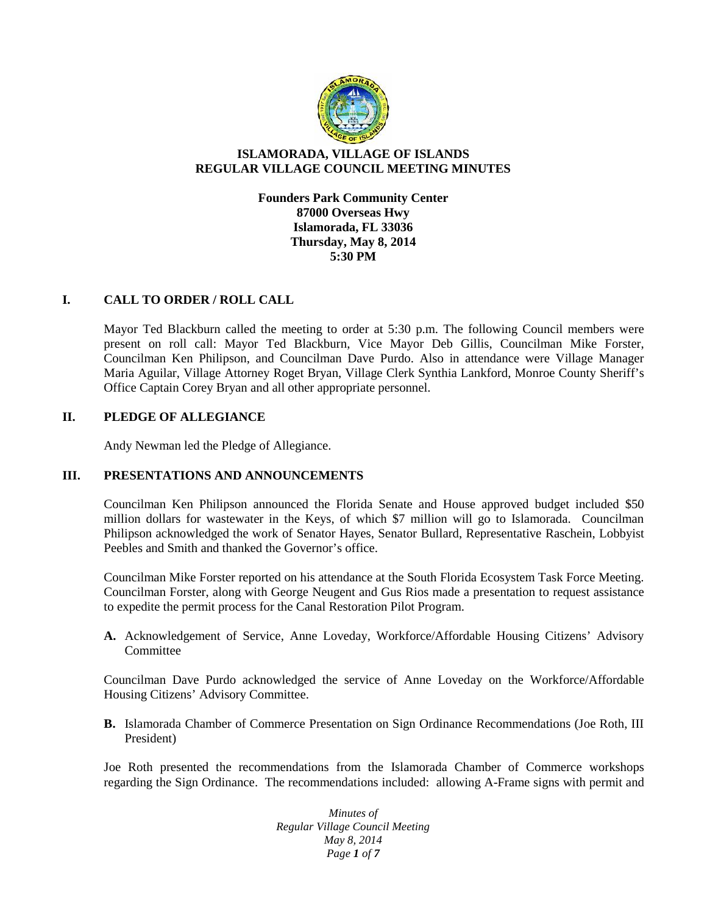# ISLAMORADA, VILLAGE OF ISLANDS
# REGULAR VILLAGE COUNCIL MEETING MINUTES

**Founders Park Community Center**
**87000 Overseas Hwy**
**Islamorada, FL 33036**
**Thursday, May 8, 2014**
**5:30 PM**

## I. CALL TO ORDER / ROLL CALL

Mayor Ted Blackburn called the meeting to order at 5:30 p.m. The following Council members were present on roll call: Mayor Ted Blackburn, Vice Mayor Deb Gillis, Councilman Mike Forster, Councilman Ken Philipson, and Councilman Dave Purdo. Also in attendance were Village Manager Maria Aguilar, Village Attorney Roget Bryan, Village Clerk Synthia Lankford, Monroe County Sheriff's Office Captain Corey Bryan and all other appropriate personnel.

## II. PLEDGE OF ALLEGIANCE

Andy Newman led the Pledge of Allegiance.

## III. PRESENTATIONS AND ANNOUNCEMENTS

Councilman Ken Philipson announced the Florida Senate and House approved budget included $50 million dollars for wastewater in the Keys, of which $7 million will go to Islamorada. Councilman Philipson acknowledged the work of Senator Hayes, Senator Bullard, Representative Raschein, Lobbyist Peebles and Smith and thanked the Governor's office.

Councilman Mike Forster reported on his attendance at the South Florida Ecosystem Task Force Meeting. Councilman Forster, along with George Neugent and Gus Rios made a presentation to request assistance to expedite the permit process for the Canal Restoration Pilot Program.

**A.** Acknowledgement of Service, Anne Loveday, Workforce/Affordable Housing Citizens' Advisory Committee

Councilman Dave Purdo acknowledged the service of Anne Loveday on the Workforce/Affordable Housing Citizens' Advisory Committee.

**B.** Islamorada Chamber of Commerce Presentation on Sign Ordinance Recommendations (Joe Roth, III President)

Joe Roth presented the recommendations from the Islamorada Chamber of Commerce workshops regarding the Sign Ordinance. The recommendations included: allowing A-Frame signs with permit and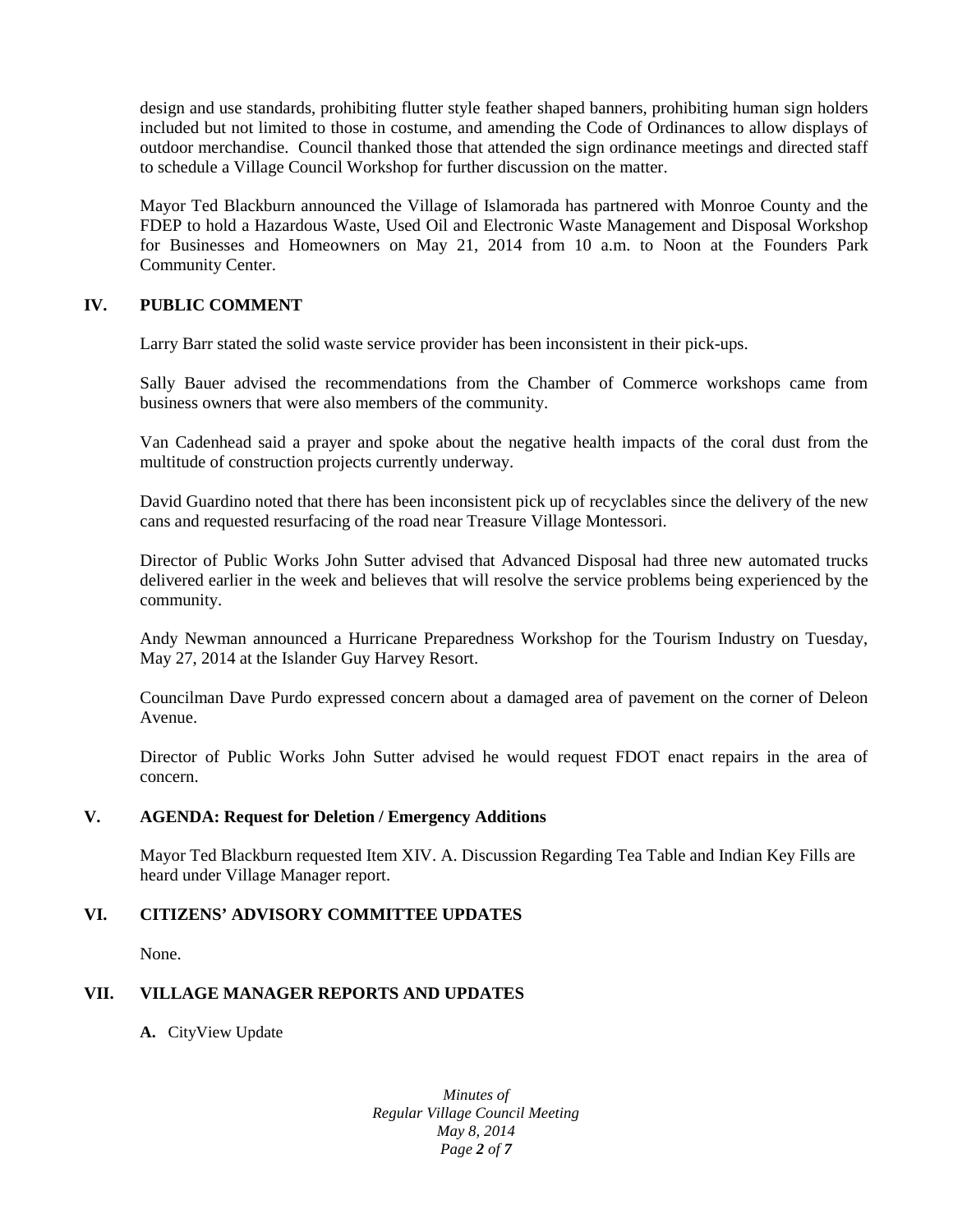design and use standards, prohibiting flutter style feather shaped banners, prohibiting human sign holders included but not limited to those in costume, and amending the Code of Ordinances to allow displays of outdoor merchandise. Council thanked those that attended the sign ordinance meetings and directed staff to schedule a Village Council Workshop for further discussion on the matter.

Mayor Ted Blackburn announced the Village of Islamorada has partnered with Monroe County and the FDEP to hold a Hazardous Waste, Used Oil and Electronic Waste Management and Disposal Workshop for Businesses and Homeowners on May 21, 2014 from 10 a.m. to Noon at the Founders Park Community Center.

## IV. PUBLIC COMMENT

Larry Barr stated the solid waste service provider has been inconsistent in their pick-ups.

Sally Bauer advised the recommendations from the Chamber of Commerce workshops came from business owners that were also members of the community.

Van Cadenhead said a prayer and spoke about the negative health impacts of the coral dust from the multitude of construction projects currently underway.

David Guardino noted that there has been inconsistent pick up of recyclables since the delivery of the new cans and requested resurfacing of the road near Treasure Village Montessori.

Director of Public Works John Sutter advised that Advanced Disposal had three new automated trucks delivered earlier in the week and believes that will resolve the service problems being experienced by the community.

Andy Newman announced a Hurricane Preparedness Workshop for the Tourism Industry on Tuesday, May 27, 2014 at the Islander Guy Harvey Resort.

Councilman Dave Purdo expressed concern about a damaged area of pavement on the corner of Deleon Avenue.

Director of Public Works John Sutter advised he would request FDOT enact repairs in the area of concern.

## V. AGENDA: Request for Deletion / Emergency Additions

Mayor Ted Blackburn requested Item XIV. A. Discussion Regarding Tea Table and Indian Key Fills are heard under Village Manager report.

## VI. CITIZENS' ADVISORY COMMITTEE UPDATES

None.

## VII. VILLAGE MANAGER REPORTS AND UPDATES

**A.** CityView Update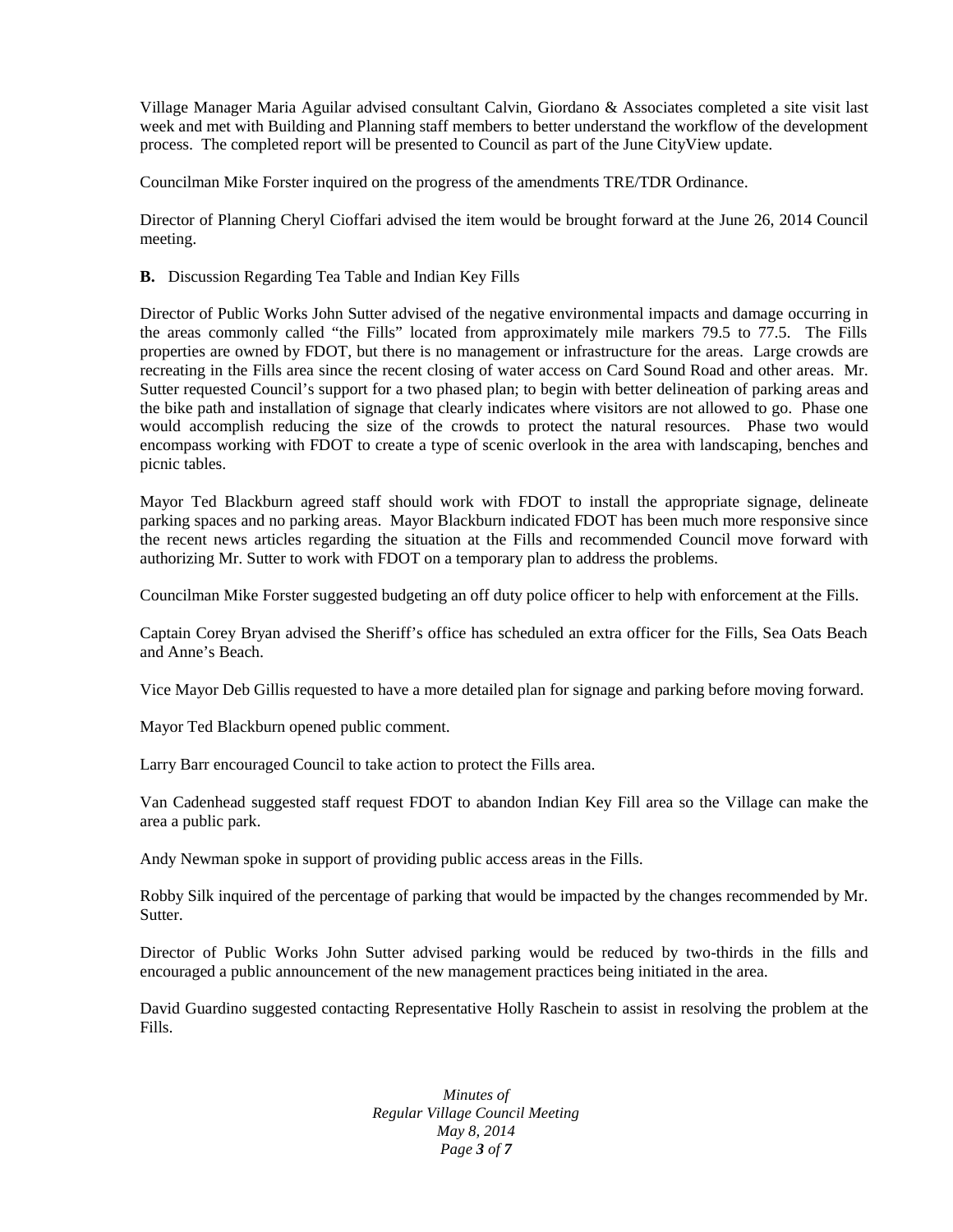Village Manager Maria Aguilar advised consultant Calvin, Giordano & Associates completed a site visit last week and met with Building and Planning staff members to better understand the workflow of the development process. The completed report will be presented to Council as part of the June CityView update.

Councilman Mike Forster inquired on the progress of the amendments TRE/TDR Ordinance.

Director of Planning Cheryl Cioffari advised the item would be brought forward at the June 26, 2014 Council meeting.

**B.** Discussion Regarding Tea Table and Indian Key Fills

Director of Public Works John Sutter advised of the negative environmental impacts and damage occurring in the areas commonly called "the Fills" located from approximately mile markers 79.5 to 77.5. The Fills properties are owned by FDOT, but there is no management or infrastructure for the areas. Large crowds are recreating in the Fills area since the recent closing of water access on Card Sound Road and other areas. Mr. Sutter requested Council's support for a two phased plan; to begin with better delineation of parking areas and the bike path and installation of signage that clearly indicates where visitors are not allowed to go. Phase one would accomplish reducing the size of the crowds to protect the natural resources. Phase two would encompass working with FDOT to create a type of scenic overlook in the area with landscaping, benches and picnic tables.

Mayor Ted Blackburn agreed staff should work with FDOT to install the appropriate signage, delineate parking spaces and no parking areas. Mayor Blackburn indicated FDOT has been much more responsive since the recent news articles regarding the situation at the Fills and recommended Council move forward with authorizing Mr. Sutter to work with FDOT on a temporary plan to address the problems.

Councilman Mike Forster suggested budgeting an off duty police officer to help with enforcement at the Fills.

Captain Corey Bryan advised the Sheriff's office has scheduled an extra officer for the Fills, Sea Oats Beach and Anne's Beach.

Vice Mayor Deb Gillis requested to have a more detailed plan for signage and parking before moving forward.

Mayor Ted Blackburn opened public comment.

Larry Barr encouraged Council to take action to protect the Fills area.

Van Cadenhead suggested staff request FDOT to abandon Indian Key Fill area so the Village can make the area a public park.

Andy Newman spoke in support of providing public access areas in the Fills.

Robby Silk inquired of the percentage of parking that would be impacted by the changes recommended by Mr. Sutter.

Director of Public Works John Sutter advised parking would be reduced by two-thirds in the fills and encouraged a public announcement of the new management practices being initiated in the area.

David Guardino suggested contacting Representative Holly Raschein to assist in resolving the problem at the Fills.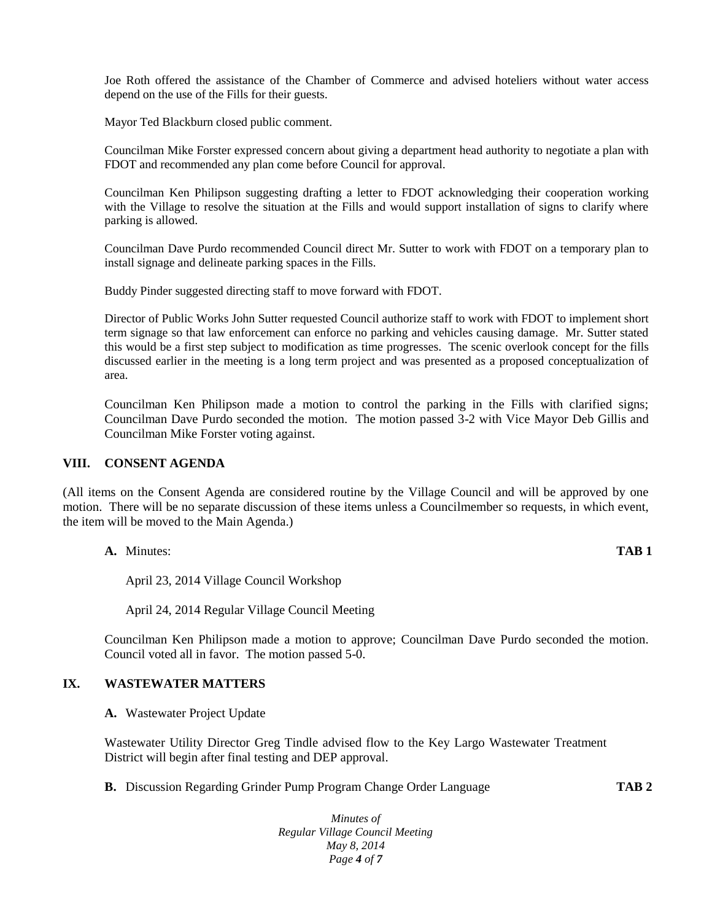Joe Roth offered the assistance of the Chamber of Commerce and advised hoteliers without water access depend on the use of the Fills for their guests.

Mayor Ted Blackburn closed public comment.

Councilman Mike Forster expressed concern about giving a department head authority to negotiate a plan with FDOT and recommended any plan come before Council for approval.

Councilman Ken Philipson suggesting drafting a letter to FDOT acknowledging their cooperation working with the Village to resolve the situation at the Fills and would support installation of signs to clarify where parking is allowed.

Councilman Dave Purdo recommended Council direct Mr. Sutter to work with FDOT on a temporary plan to install signage and delineate parking spaces in the Fills.

Buddy Pinder suggested directing staff to move forward with FDOT.

Director of Public Works John Sutter requested Council authorize staff to work with FDOT to implement short term signage so that law enforcement can enforce no parking and vehicles causing damage. Mr. Sutter stated this would be a first step subject to modification as time progresses. The scenic overlook concept for the fills discussed earlier in the meeting is a long term project and was presented as a proposed conceptualization of area.

Councilman Ken Philipson made a motion to control the parking in the Fills with clarified signs; Councilman Dave Purdo seconded the motion. The motion passed 3-2 with Vice Mayor Deb Gillis and Councilman Mike Forster voting against.

## VIII. CONSENT AGENDA

(All items on the Consent Agenda are considered routine by the Village Council and will be approved by one motion. There will be no separate discussion of these items unless a Councilmember so requests, in which event, the item will be moved to the Main Agenda.)

**A.** Minutes: **TAB 1**

April 23, 2014 Village Council Workshop

April 24, 2014 Regular Village Council Meeting

Councilman Ken Philipson made a motion to approve; Councilman Dave Purdo seconded the motion. Council voted all in favor. The motion passed 5-0.

## IX. WASTEWATER MATTERS

**A.** Wastewater Project Update

Wastewater Utility Director Greg Tindle advised flow to the Key Largo Wastewater Treatment District will begin after final testing and DEP approval.

**B.** Discussion Regarding Grinder Pump Program Change Order Language **TAB 2**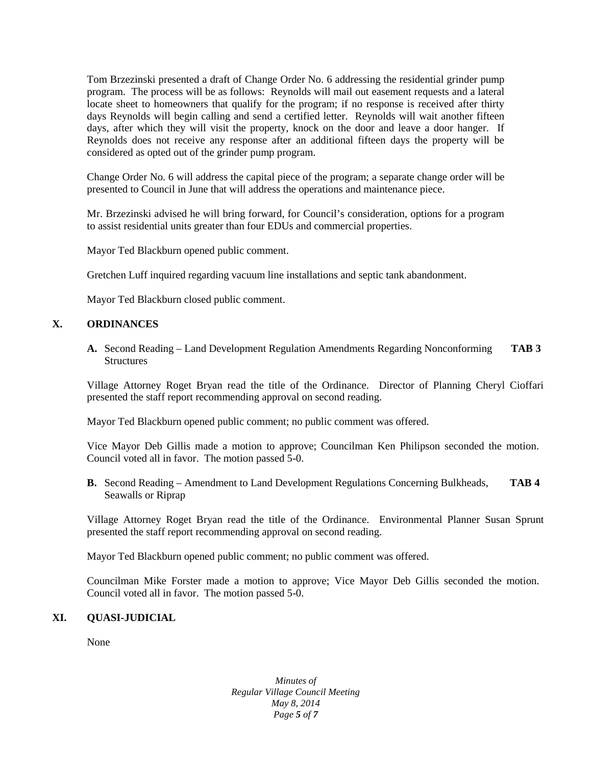Tom Brzezinski presented a draft of Change Order No. 6 addressing the residential grinder pump program. The process will be as follows: Reynolds will mail out easement requests and a lateral locate sheet to homeowners that qualify for the program; if no response is received after thirty days Reynolds will begin calling and send a certified letter. Reynolds will wait another fifteen days, after which they will visit the property, knock on the door and leave a door hanger. If Reynolds does not receive any response after an additional fifteen days the property will be considered as opted out of the grinder pump program.

Change Order No. 6 will address the capital piece of the program; a separate change order will be presented to Council in June that will address the operations and maintenance piece.

Mr. Brzezinski advised he will bring forward, for Council's consideration, options for a program to assist residential units greater than four EDUs and commercial properties.

Mayor Ted Blackburn opened public comment.

Gretchen Luff inquired regarding vacuum line installations and septic tank abandonment.

Mayor Ted Blackburn closed public comment.

## X. ORDINANCES

**A.** Second Reading – Land Development Regulation Amendments Regarding Nonconforming Structures **TAB 3**

Village Attorney Roget Bryan read the title of the Ordinance. Director of Planning Cheryl Cioffari presented the staff report recommending approval on second reading.

Mayor Ted Blackburn opened public comment; no public comment was offered.

Vice Mayor Deb Gillis made a motion to approve; Councilman Ken Philipson seconded the motion. Council voted all in favor. The motion passed 5-0.

**B.** Second Reading – Amendment to Land Development Regulations Concerning Bulkheads, Seawalls or Riprap **TAB 4**

Village Attorney Roget Bryan read the title of the Ordinance. Environmental Planner Susan Sprunt presented the staff report recommending approval on second reading.

Mayor Ted Blackburn opened public comment; no public comment was offered.

Councilman Mike Forster made a motion to approve; Vice Mayor Deb Gillis seconded the motion. Council voted all in favor. The motion passed 5-0.

## XI. QUASI-JUDICIAL

None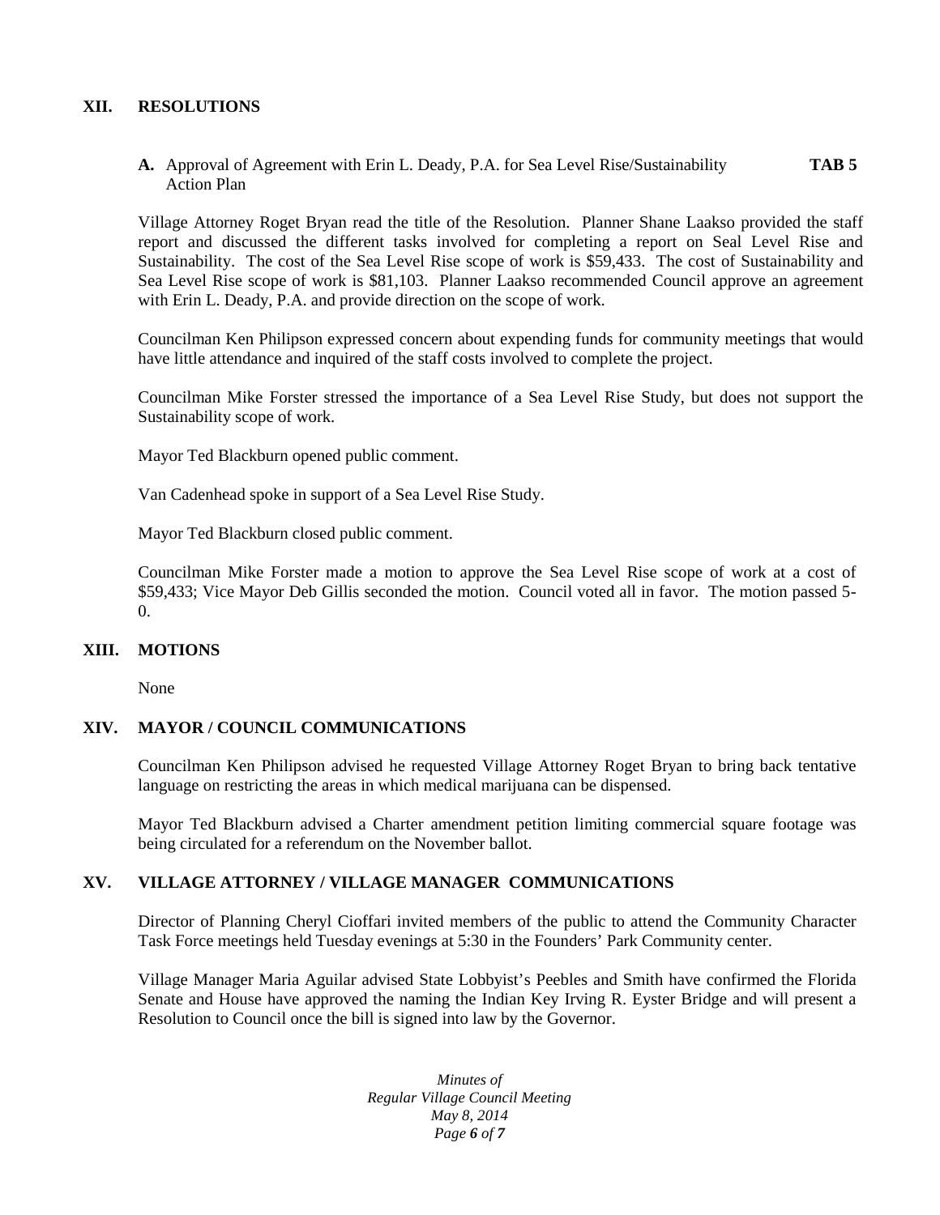## XII. RESOLUTIONS

**A.** Approval of Agreement with Erin L. Deady, P.A. for Sea Level Rise/Sustainability Action Plan **TAB 5**

Village Attorney Roget Bryan read the title of the Resolution. Planner Shane Laakso provided the staff report and discussed the different tasks involved for completing a report on Seal Level Rise and Sustainability. The cost of the Sea Level Rise scope of work is $59,433. The cost of Sustainability and Sea Level Rise scope of work is $81,103. Planner Laakso recommended Council approve an agreement with Erin L. Deady, P.A. and provide direction on the scope of work.

Councilman Ken Philipson expressed concern about expending funds for community meetings that would have little attendance and inquired of the staff costs involved to complete the project.

Councilman Mike Forster stressed the importance of a Sea Level Rise Study, but does not support the Sustainability scope of work.

Mayor Ted Blackburn opened public comment.

Van Cadenhead spoke in support of a Sea Level Rise Study.

Mayor Ted Blackburn closed public comment.

Councilman Mike Forster made a motion to approve the Sea Level Rise scope of work at a cost of $59,433; Vice Mayor Deb Gillis seconded the motion. Council voted all in favor. The motion passed 5-0.

## XIII. MOTIONS

None

## XIV. MAYOR / COUNCIL COMMUNICATIONS

Councilman Ken Philipson advised he requested Village Attorney Roget Bryan to bring back tentative language on restricting the areas in which medical marijuana can be dispensed.

Mayor Ted Blackburn advised a Charter amendment petition limiting commercial square footage was being circulated for a referendum on the November ballot.

## XV. VILLAGE ATTORNEY / VILLAGE MANAGER COMMUNICATIONS

Director of Planning Cheryl Cioffari invited members of the public to attend the Community Character Task Force meetings held Tuesday evenings at 5:30 in the Founders' Park Community center.

Village Manager Maria Aguilar advised State Lobbyist's Peebles and Smith have confirmed the Florida Senate and House have approved the naming the Indian Key Irving R. Eyster Bridge and will present a Resolution to Council once the bill is signed into law by the Governor.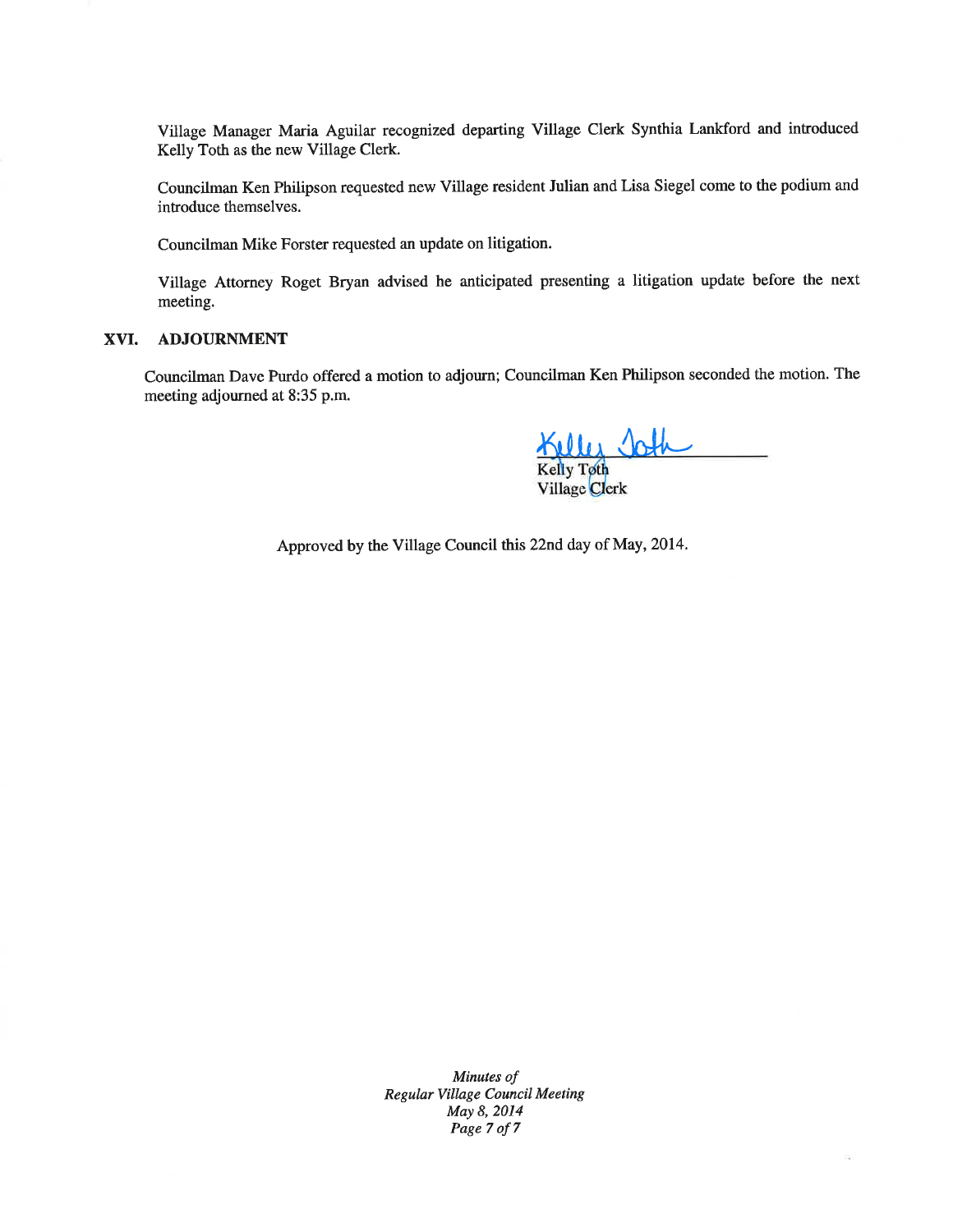Village Manager Maria Aguilar recognized departing Village Clerk Synthia Lankford and introduced Kelly Toth as the new Village Clerk.

Councilman Ken Philipson requested new Village resident Julian and Lisa Siegel come to the podium and introduce themselves.

Councilman Mike Forster requested an update on litigation.

Village Attorney Roget Bryan advised he anticipated presenting a litigation update before the next meeting.

## XVI. ADJOURNMENT

Councilman Dave Purdo offered a motion to adjourn; Councilman Ken Philipson seconded the motion. The meeting adjourned at 8:35 p.m.

Kelly Toth
Village Clerk

Approved by the Village Council this 22nd day of May, 2014.